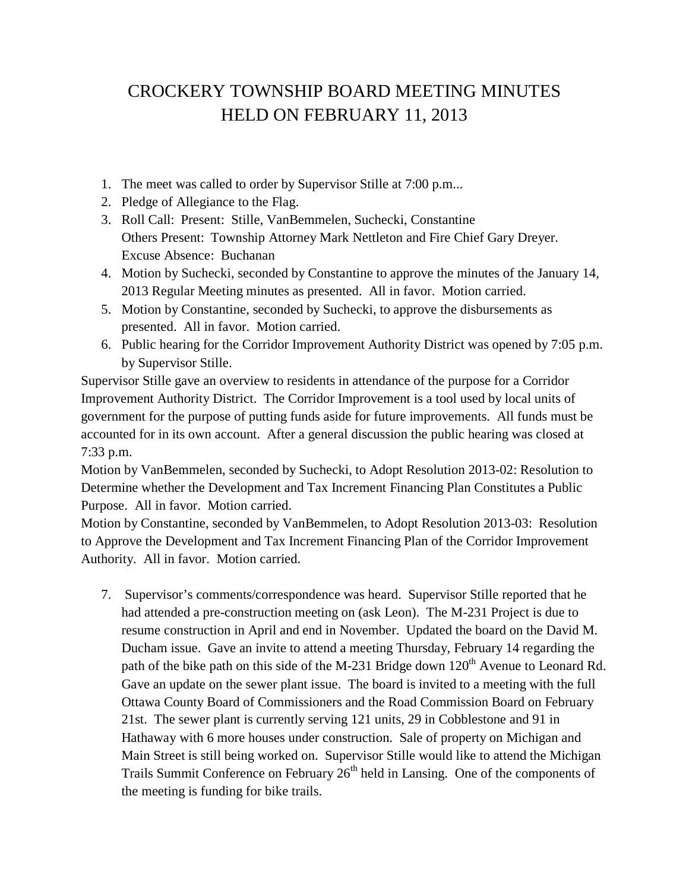# CROCKERY TOWNSHIP BOARD MEETING MINUTES HELD ON FEBRUARY 11, 2013

1. The meet was called to order by Supervisor Stille at 7:00 p.m...
2. Pledge of Allegiance to the Flag.
3. Roll Call: Present: Stille, VanBemmelen, Suchecki, Constantine
   Others Present: Township Attorney Mark Nettleton and Fire Chief Gary Dreyer.
   Excuse Absence: Buchanan
4. Motion by Suchecki, seconded by Constantine to approve the minutes of the January 14, 2013 Regular Meeting minutes as presented. All in favor. Motion carried.
5. Motion by Constantine, seconded by Suchecki, to approve the disbursements as presented. All in favor. Motion carried.
6. Public hearing for the Corridor Improvement Authority District was opened by 7:05 p.m. by Supervisor Stille.

Supervisor Stille gave an overview to residents in attendance of the purpose for a Corridor Improvement Authority District. The Corridor Improvement is a tool used by local units of government for the purpose of putting funds aside for future improvements. All funds must be accounted for in its own account. After a general discussion the public hearing was closed at 7:33 p.m.

Motion by VanBemmelen, seconded by Suchecki, to Adopt Resolution 2013-02: Resolution to Determine whether the Development and Tax Increment Financing Plan Constitutes a Public Purpose. All in favor. Motion carried.

Motion by Constantine, seconded by VanBemmelen, to Adopt Resolution 2013-03: Resolution to Approve the Development and Tax Increment Financing Plan of the Corridor Improvement Authority. All in favor. Motion carried.

7. Supervisor's comments/correspondence was heard. Supervisor Stille reported that he had attended a pre-construction meeting on (ask Leon). The M-231 Project is due to resume construction in April and end in November. Updated the board on the David M. Ducham issue. Gave an invite to attend a meeting Thursday, February 14 regarding the path of the bike path on this side of the M-231 Bridge down 120th Avenue to Leonard Rd. Gave an update on the sewer plant issue. The board is invited to a meeting with the full Ottawa County Board of Commissioners and the Road Commission Board on February 21st. The sewer plant is currently serving 121 units, 29 in Cobblestone and 91 in Hathaway with 6 more houses under construction. Sale of property on Michigan and Main Street is still being worked on. Supervisor Stille would like to attend the Michigan Trails Summit Conference on February 26th held in Lansing. One of the components of the meeting is funding for bike trails.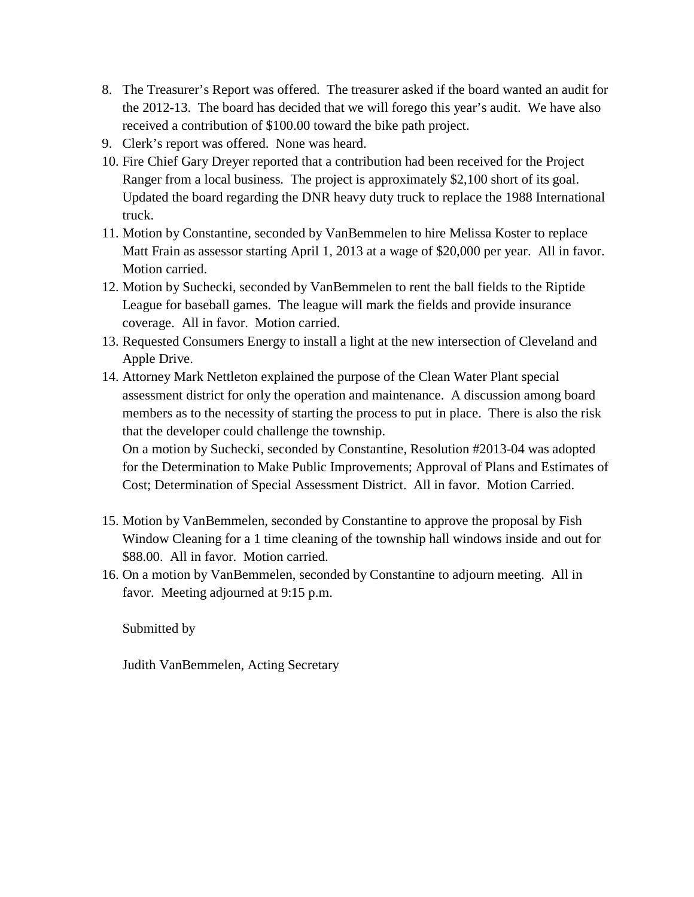8. The Treasurer's Report was offered. The treasurer asked if the board wanted an audit for the 2012-13. The board has decided that we will forego this year's audit. We have also received a contribution of $100.00 toward the bike path project.
9. Clerk's report was offered. None was heard.
10. Fire Chief Gary Dreyer reported that a contribution had been received for the Project Ranger from a local business. The project is approximately $2,100 short of its goal. Updated the board regarding the DNR heavy duty truck to replace the 1988 International truck.
11. Motion by Constantine, seconded by VanBemmelen to hire Melissa Koster to replace Matt Frain as assessor starting April 1, 2013 at a wage of $20,000 per year. All in favor. Motion carried.
12. Motion by Suchecki, seconded by VanBemmelen to rent the ball fields to the Riptide League for baseball games. The league will mark the fields and provide insurance coverage. All in favor. Motion carried.
13. Requested Consumers Energy to install a light at the new intersection of Cleveland and Apple Drive.
14. Attorney Mark Nettleton explained the purpose of the Clean Water Plant special assessment district for only the operation and maintenance. A discussion among board members as to the necessity of starting the process to put in place. There is also the risk that the developer could challenge the township.

    On a motion by Suchecki, seconded by Constantine, Resolution #2013-04 was adopted for the Determination to Make Public Improvements; Approval of Plans and Estimates of Cost; Determination of Special Assessment District. All in favor. Motion Carried.

15. Motion by VanBemmelen, seconded by Constantine to approve the proposal by Fish Window Cleaning for a 1 time cleaning of the township hall windows inside and out for $88.00. All in favor. Motion carried.
16. On a motion by VanBemmelen, seconded by Constantine to adjourn meeting. All in favor. Meeting adjourned at 9:15 p.m.

Submitted by

Judith VanBemmelen, Acting Secretary